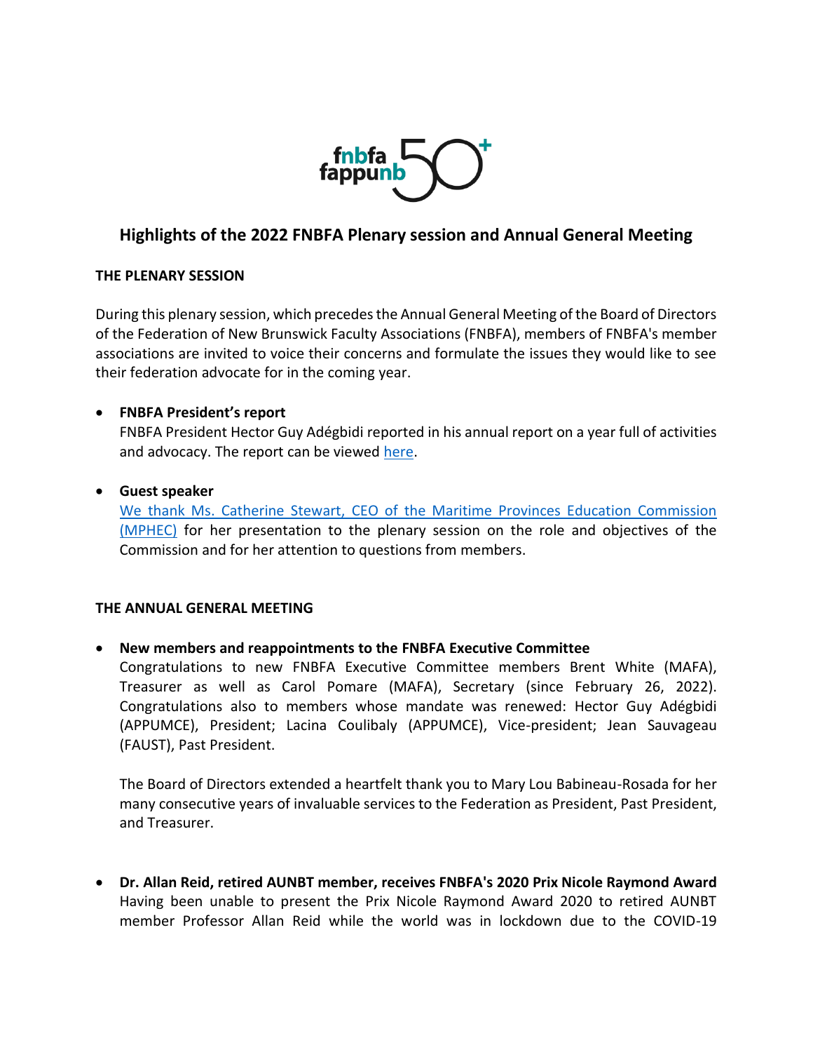# Highlights of the 2022 FNBFA Plenary session and Annual General Meeting

## THE PLENARY SESSION

During this plenary session, which precedes the Annual General Meeting of the Board of Directors of the Federation of New Brunswick Faculty Associations (FNBFA), members of FNBFA's member associations are invited to voice their concerns and formulate the issues they would like to see their federation advocate for in the coming year.

- **FNBFA President's report**
  FNBFA President Hector Guy Adégbidi reported in his annual report on a year full of activities and advocacy. The report can be viewed here.

- **Guest speaker**
  We thank Ms. Catherine Stewart, CEO of the Maritime Provinces Education Commission (MPHEC) for her presentation to the plenary session on the role and objectives of the Commission and for her attention to questions from members.

## THE ANNUAL GENERAL MEETING

- **New members and reappointments to the FNBFA Executive Committee**
  Congratulations to new FNBFA Executive Committee members Brent White (MAFA), Treasurer as well as Carol Pomare (MAFA), Secretary (since February 26, 2022). Congratulations also to members whose mandate was renewed: Hector Guy Adégbidi (APPUMCE), President; Lacina Coulibaly (APPUMCE), Vice-president; Jean Sauvageau (FAUST), Past President.

  The Board of Directors extended a heartfelt thank you to Mary Lou Babineau-Rosada for her many consecutive years of invaluable services to the Federation as President, Past President, and Treasurer.

- **Dr. Allan Reid, retired AUNBT member, receives FNBFA's 2020 Prix Nicole Raymond Award**
  Having been unable to present the Prix Nicole Raymond Award 2020 to retired AUNBT member Professor Allan Reid while the world was in lockdown due to the COVID-19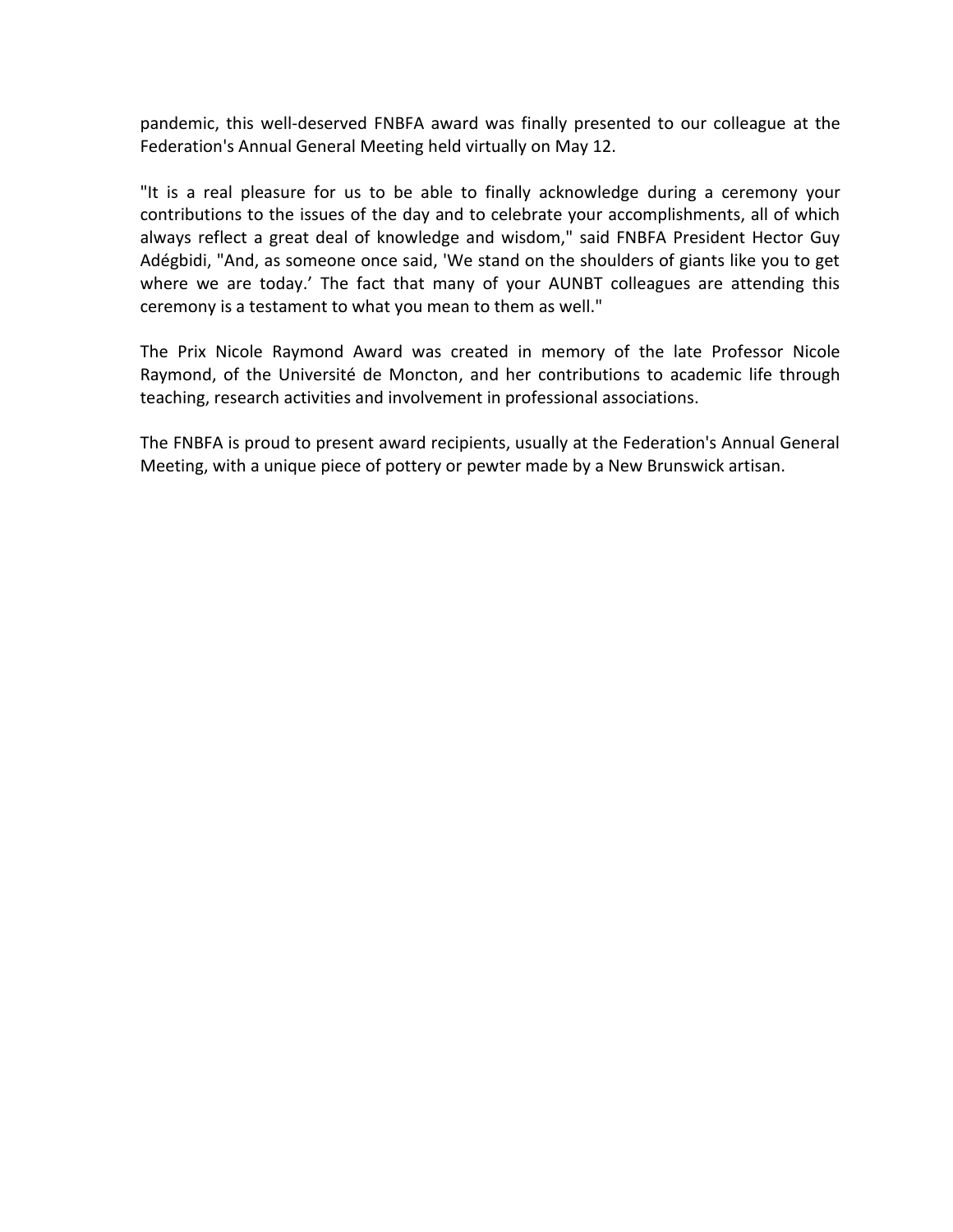pandemic, this well-deserved FNBFA award was finally presented to our colleague at the Federation's Annual General Meeting held virtually on May 12.

"It is a real pleasure for us to be able to finally acknowledge during a ceremony your contributions to the issues of the day and to celebrate your accomplishments, all of which always reflect a great deal of knowledge and wisdom," said FNBFA President Hector Guy Adégbidi, "And, as someone once said, 'We stand on the shoulders of giants like you to get where we are today.' The fact that many of your AUNBT colleagues are attending this ceremony is a testament to what you mean to them as well."

The Prix Nicole Raymond Award was created in memory of the late Professor Nicole Raymond, of the Université de Moncton, and her contributions to academic life through teaching, research activities and involvement in professional associations.

The FNBFA is proud to present award recipients, usually at the Federation's Annual General Meeting, with a unique piece of pottery or pewter made by a New Brunswick artisan.